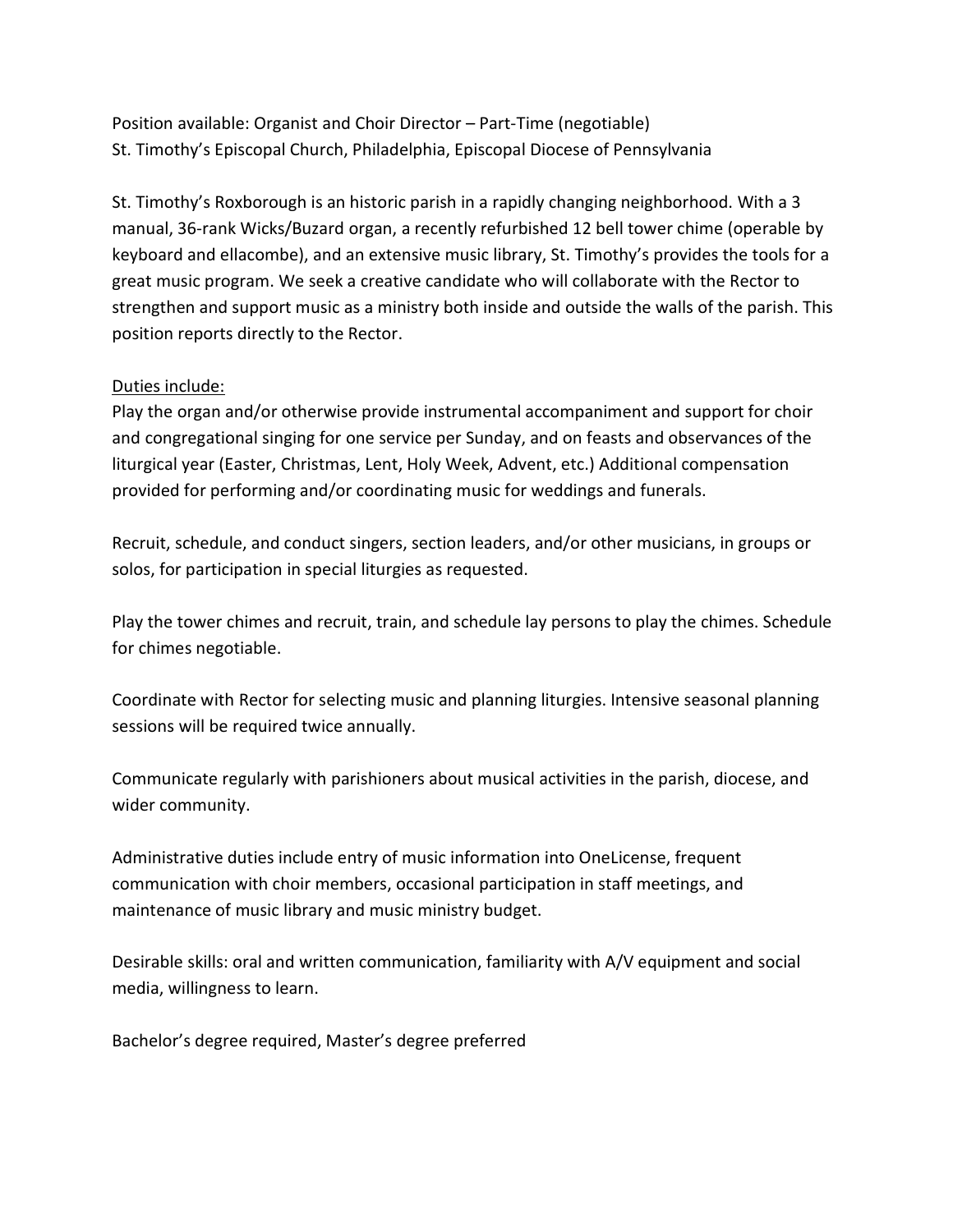Position available: Organist and Choir Director – Part-Time (negotiable)
St. Timothy's Episcopal Church, Philadelphia, Episcopal Diocese of Pennsylvania

St. Timothy's Roxborough is an historic parish in a rapidly changing neighborhood. With a 3 manual, 36-rank Wicks/Buzard organ, a recently refurbished 12 bell tower chime (operable by keyboard and ellacombe), and an extensive music library, St. Timothy's provides the tools for a great music program. We seek a creative candidate who will collaborate with the Rector to strengthen and support music as a ministry both inside and outside the walls of the parish. This position reports directly to the Rector.

<u>Duties include:</u>
Play the organ and/or otherwise provide instrumental accompaniment and support for choir and congregational singing for one service per Sunday, and on feasts and observances of the liturgical year (Easter, Christmas, Lent, Holy Week, Advent, etc.) Additional compensation provided for performing and/or coordinating music for weddings and funerals.

Recruit, schedule, and conduct singers, section leaders, and/or other musicians, in groups or solos, for participation in special liturgies as requested.

Play the tower chimes and recruit, train, and schedule lay persons to play the chimes. Schedule for chimes negotiable.

Coordinate with Rector for selecting music and planning liturgies. Intensive seasonal planning sessions will be required twice annually.

Communicate regularly with parishioners about musical activities in the parish, diocese, and wider community.

Administrative duties include entry of music information into OneLicense, frequent communication with choir members, occasional participation in staff meetings, and maintenance of music library and music ministry budget.

Desirable skills: oral and written communication, familiarity with A/V equipment and social media, willingness to learn.

Bachelor's degree required, Master's degree preferred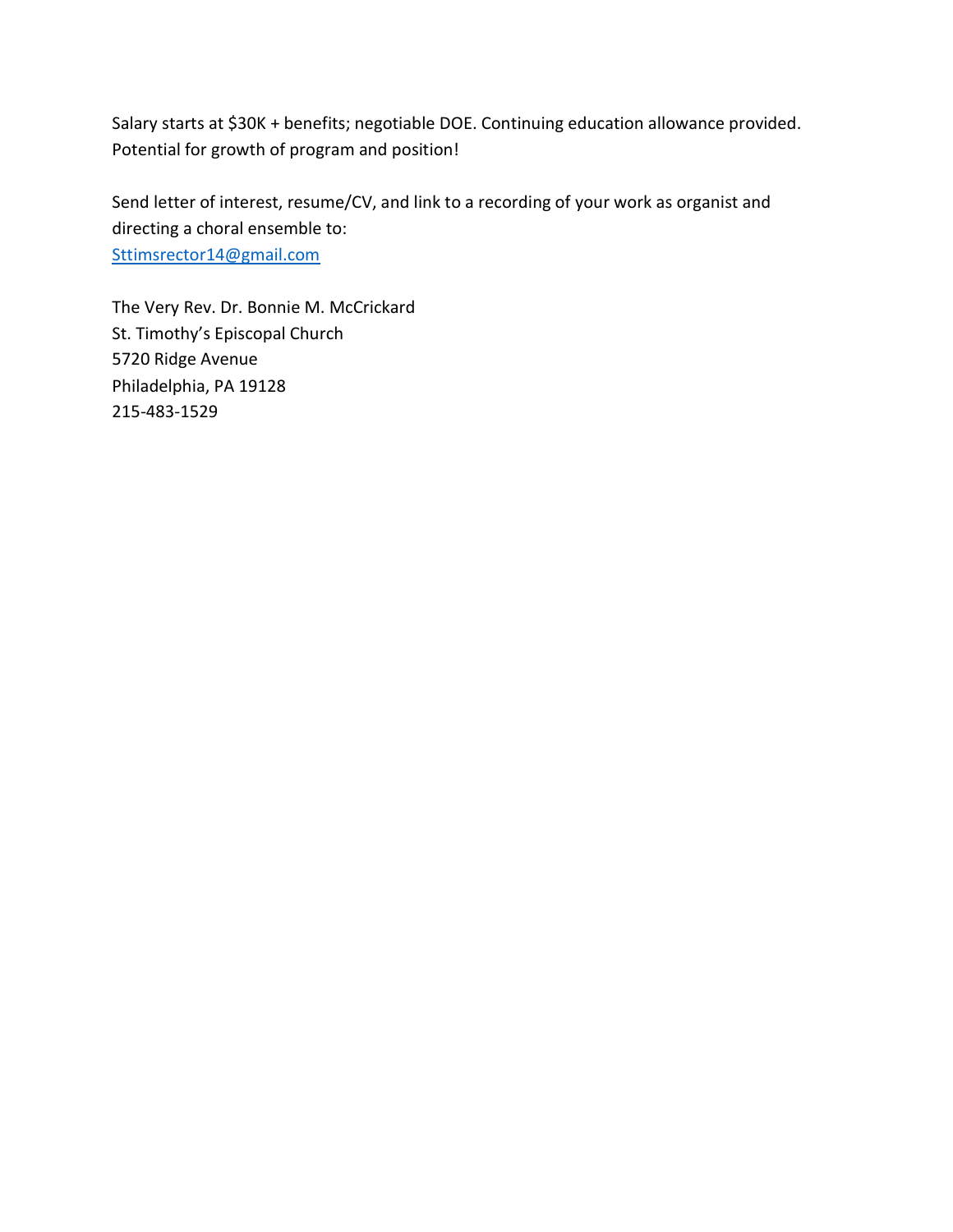Salary starts at $30K + benefits; negotiable DOE. Continuing education allowance provided. Potential for growth of program and position!

Send letter of interest, resume/CV, and link to a recording of your work as organist and directing a choral ensemble to:
Sttimsrector14@gmail.com

The Very Rev. Dr. Bonnie M. McCrickard
St. Timothy's Episcopal Church
5720 Ridge Avenue
Philadelphia, PA 19128
215-483-1529